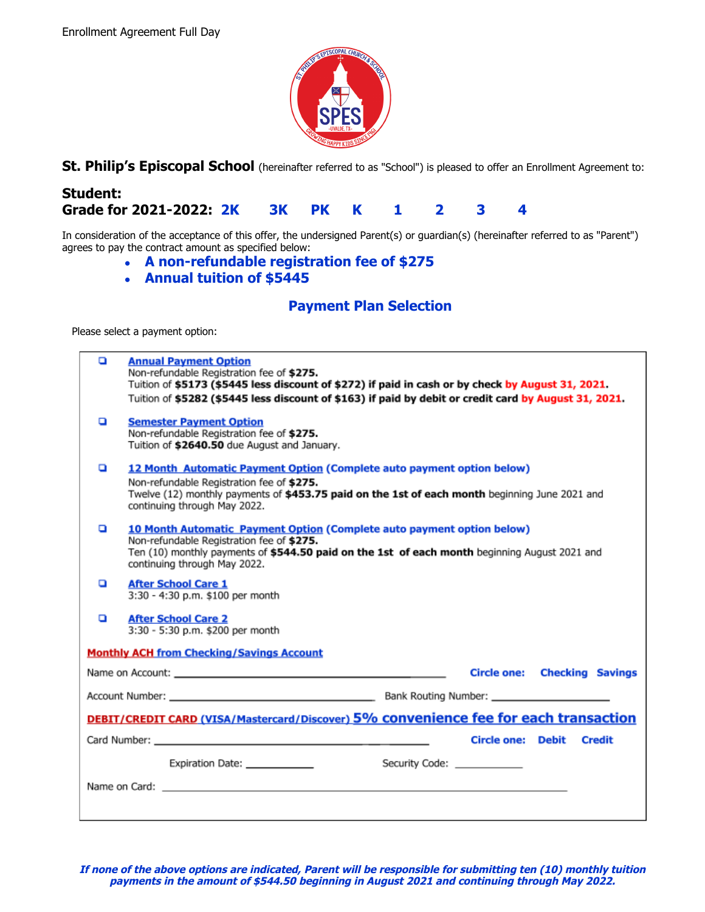Enrollment Agreement Full Day

**St. Philip's Episcopal School** (hereinafter referred to as "School") is pleased to offer an Enrollment Agreement to:

**Student:**

**Grade for 2021-2022:** **2K 3K PK K 1 2 3 4**

In consideration of the acceptance of this offer, the undersigned Parent(s) or guardian(s) (hereinafter referred to as "Parent") agrees to pay the contract amount as specified below:

- **A non-refundable registration fee of $275**
- **Annual tuition of $5445**

## Payment Plan Selection

Please select a payment option:

- ❑ **Annual Payment Option**
  Non-refundable Registration fee of **$275.**
  Tuition of **$5173 ($5445 less discount of $272) if paid in cash or by check by August 31, 2021.**
  Tuition of **$5282 ($5445 less discount of $163) if paid by debit or credit card by August 31, 2021.**

- ❑ **Semester Payment Option**
  Non-refundable Registration fee of **$275.**
  Tuition of **$2640.50** due August and January.

- ❑ **12 Month Automatic Payment Option (Complete auto payment option below)**
  Non-refundable Registration fee of **$275.**
  Twelve (12) monthly payments of **$453.75 paid on the 1st of each month** beginning June 2021 and continuing through May 2022.

- ❑ **10 Month Automatic Payment Option (Complete auto payment option below)**
  Non-refundable Registration fee of **$275.**
  Ten (10) monthly payments of **$544.50 paid on the 1st of each month** beginning August 2021 and continuing through May 2022.

- ❑ **After School Care 1**
  3:30 - 4:30 p.m. $100 per month

- ❑ **After School Care 2**
  3:30 - 5:30 p.m. $200 per month

**Monthly ACH from Checking/Savings Account**

Name on Account: ______________________________ **Circle one: Checking Savings**

Account Number: ______________________________ Bank Routing Number: ____________________

**DEBIT/CREDIT CARD (VISA/Mastercard/Discover) 5% convenience fee for each transaction**

Card Number: ______________________________ **Circle one: Debit Credit**

Expiration Date: ____________ Security Code: ____________

Name on Card: ______________________________

***If none of the above options are indicated, Parent will be responsible for submitting ten (10) monthly tuition payments in the amount of $544.50 beginning in August 2021 and continuing through May 2022.***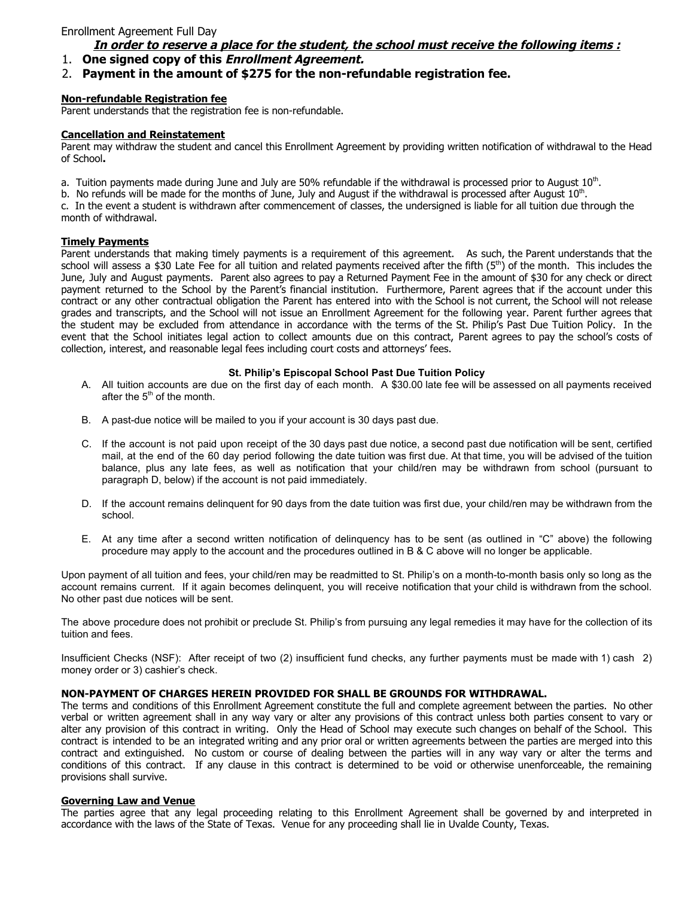Enrollment Agreement Full Day

***In order to reserve a place for the student, the school must receive the following items :***

1. **One signed copy of this *Enrollment Agreement.***
2. **Payment in the amount of $275 for the non-refundable registration fee.**

**Non-refundable Registration fee**

Parent understands that the registration fee is non-refundable.

**Cancellation and Reinstatement**

Parent may withdraw the student and cancel this Enrollment Agreement by providing written notification of withdrawal to the Head of School**.**

a. Tuition payments made during June and July are 50% refundable if the withdrawal is processed prior to August 10th.
b. No refunds will be made for the months of June, July and August if the withdrawal is processed after August 10th.
c. In the event a student is withdrawn after commencement of classes, the undersigned is liable for all tuition due through the month of withdrawal.

**Timely Payments**

Parent understands that making timely payments is a requirement of this agreement. As such, the Parent understands that the school will assess a $30 Late Fee for all tuition and related payments received after the fifth (5th) of the month. This includes the June, July and August payments. Parent also agrees to pay a Returned Payment Fee in the amount of $30 for any check or direct payment returned to the School by the Parent's financial institution. Furthermore, Parent agrees that if the account under this contract or any other contractual obligation the Parent has entered into with the School is not current, the School will not release grades and transcripts, and the School will not issue an Enrollment Agreement for the following year. Parent further agrees that the student may be excluded from attendance in accordance with the terms of the St. Philip's Past Due Tuition Policy. In the event that the School initiates legal action to collect amounts due on this contract, Parent agrees to pay the school's costs of collection, interest, and reasonable legal fees including court costs and attorneys' fees.

**St. Philip's Episcopal School Past Due Tuition Policy**

A. All tuition accounts are due on the first day of each month. A $30.00 late fee will be assessed on all payments received after the 5th of the month.

B. A past-due notice will be mailed to you if your account is 30 days past due.

C. If the account is not paid upon receipt of the 30 days past due notice, a second past due notification will be sent, certified mail, at the end of the 60 day period following the date tuition was first due. At that time, you will be advised of the tuition balance, plus any late fees, as well as notification that your child/ren may be withdrawn from school (pursuant to paragraph D, below) if the account is not paid immediately.

D. If the account remains delinquent for 90 days from the date tuition was first due, your child/ren may be withdrawn from the school.

E. At any time after a second written notification of delinquency has to be sent (as outlined in "C" above) the following procedure may apply to the account and the procedures outlined in B & C above will no longer be applicable.

Upon payment of all tuition and fees, your child/ren may be readmitted to St. Philip's on a month-to-month basis only so long as the account remains current. If it again becomes delinquent, you will receive notification that your child is withdrawn from the school. No other past due notices will be sent.

The above procedure does not prohibit or preclude St. Philip's from pursuing any legal remedies it may have for the collection of its tuition and fees.

Insufficient Checks (NSF): After receipt of two (2) insufficient fund checks, any further payments must be made with 1) cash 2) money order or 3) cashier's check.

**NON-PAYMENT OF CHARGES HEREIN PROVIDED FOR SHALL BE GROUNDS FOR WITHDRAWAL.**

The terms and conditions of this Enrollment Agreement constitute the full and complete agreement between the parties. No other verbal or written agreement shall in any way vary or alter any provisions of this contract unless both parties consent to vary or alter any provision of this contract in writing. Only the Head of School may execute such changes on behalf of the School. This contract is intended to be an integrated writing and any prior oral or written agreements between the parties are merged into this contract and extinguished. No custom or course of dealing between the parties will in any way vary or alter the terms and conditions of this contract. If any clause in this contract is determined to be void or otherwise unenforceable, the remaining provisions shall survive.

**Governing Law and Venue**

The parties agree that any legal proceeding relating to this Enrollment Agreement shall be governed by and interpreted in accordance with the laws of the State of Texas. Venue for any proceeding shall lie in Uvalde County, Texas.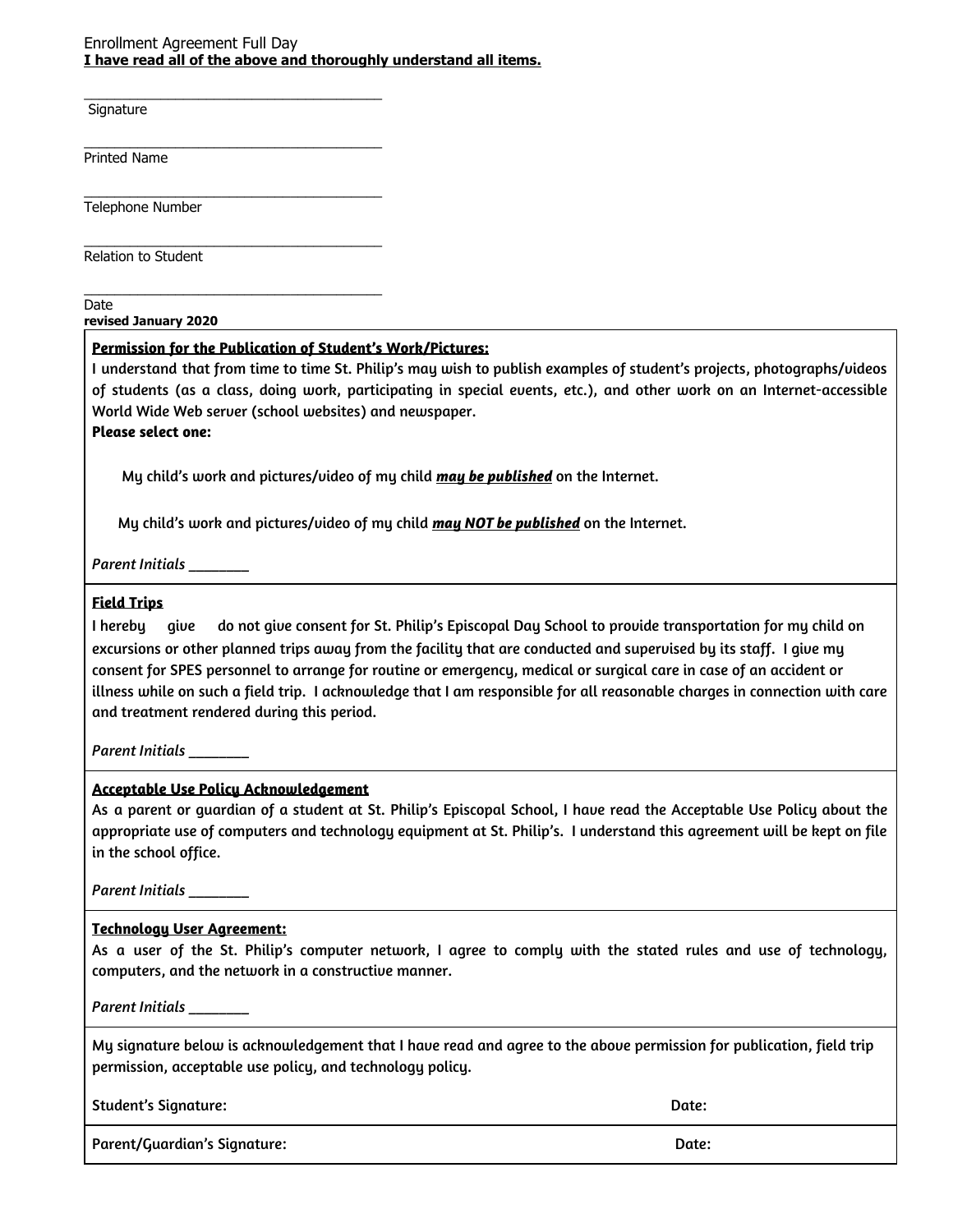Enrollment Agreement Full Day

**I have read all of the above and thoroughly understand all items.**

\_\_\_\_\_\_\_\_\_\_\_\_\_\_\_\_\_\_\_\_\_\_\_\_\_\_\_\_\_\_\_\_\_\_\_\_\_\_\_\_

Signature

\_\_\_\_\_\_\_\_\_\_\_\_\_\_\_\_\_\_\_\_\_\_\_\_\_\_\_\_\_\_\_\_\_\_\_\_\_\_\_\_

Printed Name

\_\_\_\_\_\_\_\_\_\_\_\_\_\_\_\_\_\_\_\_\_\_\_\_\_\_\_\_\_\_\_\_\_\_\_\_\_\_\_\_

Telephone Number

\_\_\_\_\_\_\_\_\_\_\_\_\_\_\_\_\_\_\_\_\_\_\_\_\_\_\_\_\_\_\_\_\_\_\_\_\_\_\_\_

Relation to Student

\_\_\_\_\_\_\_\_\_\_\_\_\_\_\_\_\_\_\_\_\_\_\_\_\_\_\_\_\_\_\_\_\_\_\_\_\_\_\_\_

Date

**revised January 2020**

**Permission for the Publication of Student's Work/Pictures:**

I understand that from time to time St. Philip's may wish to publish examples of student's projects, photographs/videos of students (as a class, doing work, participating in special events, etc.), and other work on an Internet-accessible World Wide Web server (school websites) and newspaper.

**Please select one:**

My child's work and pictures/video of my child ***may be published*** on the Internet.

My child's work and pictures/video of my child ***may NOT be published*** on the Internet.

*Parent Initials \_\_\_\_\_\_\_\_*

**Field Trips**

I hereby give do not give consent for St. Philip's Episcopal Day School to provide transportation for my child on excursions or other planned trips away from the facility that are conducted and supervised by its staff. I give my consent for SPES personnel to arrange for routine or emergency, medical or surgical care in case of an accident or illness while on such a field trip. I acknowledge that I am responsible for all reasonable charges in connection with care and treatment rendered during this period.

*Parent Initials \_\_\_\_\_\_\_\_*

**Acceptable Use Policy Acknowledgement**

As a parent or guardian of a student at St. Philip's Episcopal School, I have read the Acceptable Use Policy about the appropriate use of computers and technology equipment at St. Philip's. I understand this agreement will be kept on file in the school office.

*Parent Initials \_\_\_\_\_\_\_\_*

**Technology User Agreement:**

As a user of the St. Philip's computer network, I agree to comply with the stated rules and use of technology, computers, and the network in a constructive manner.

*Parent Initials \_\_\_\_\_\_\_\_*

My signature below is acknowledgement that I have read and agree to the above permission for publication, field trip permission, acceptable use policy, and technology policy.

Student's Signature: Date:

Parent/Guardian's Signature: Date: